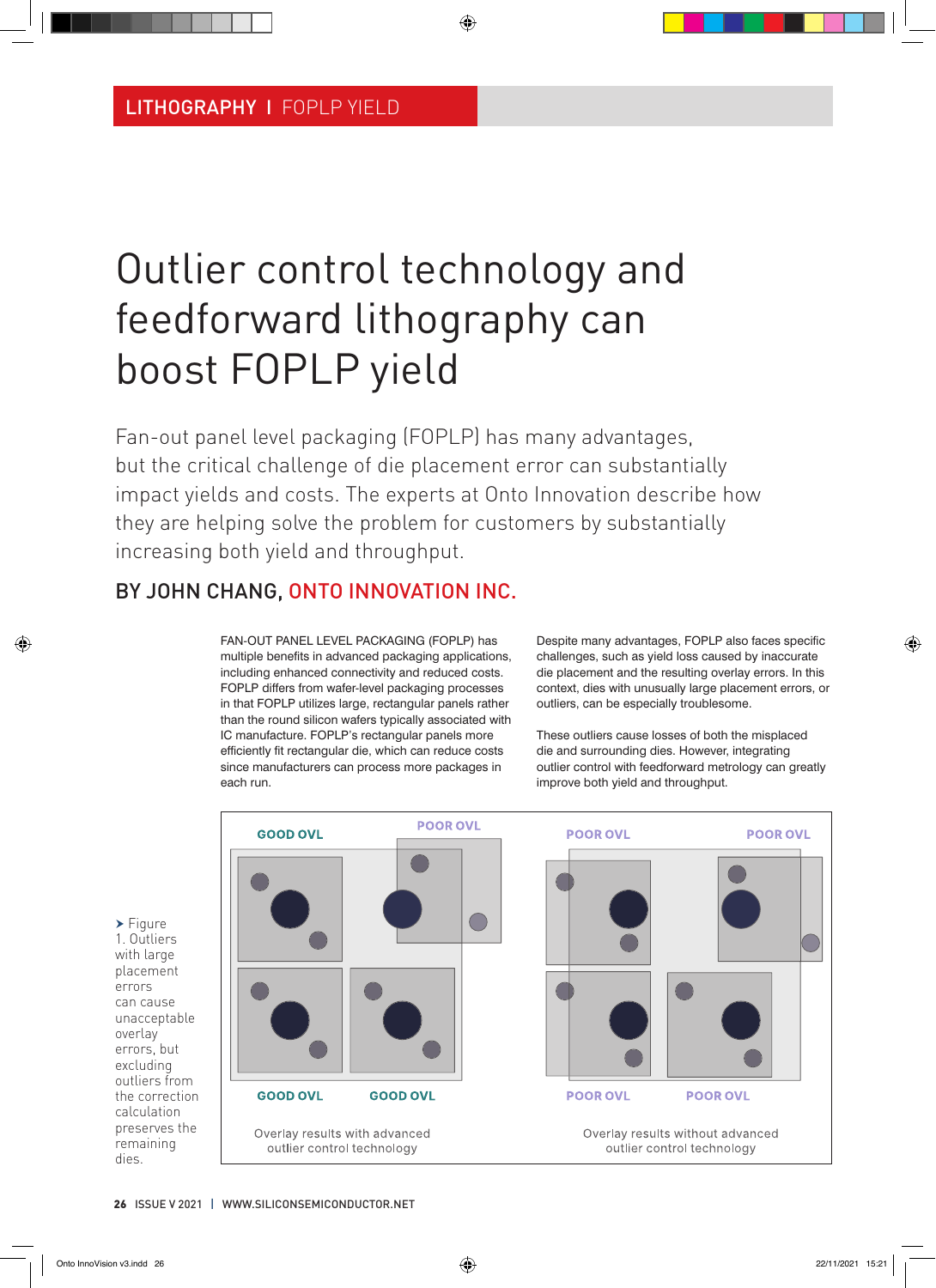# Outlier control technology and feedforward lithography can boost FOPLP yield

Fan-out panel level packaging (FOPLP) has many advantages, but the critical challenge of die placement error can substantially impact yields and costs. The experts at Onto Innovation describe how they are helping solve the problem for customers by substantially increasing both yield and throughput.

**BY JOHN CHANG, ONTO INNOVATION INC.**

FAN-OUT PANEL LEVEL PACKAGING (FOPLP) has multiple benefits in advanced packaging applications, including enhanced connectivity and reduced costs. FOPLP differs from wafer-level packaging processes in that FOPLP utilizes large, rectangular panels rather than the round silicon wafers typically associated with IC manufacture. FOPLP's rectangular panels more efficiently fit rectangular die, which can reduce costs since manufacturers can process more packages in each run.

Despite many advantages, FOPLP also faces specific challenges, such as yield loss caused by inaccurate die placement and the resulting overlay errors. In this context, dies with unusually large placement errors, or outliers, can be especially troublesome.

These outliers cause losses of both the misplaced die and surrounding dies. However, integrating outlier control with feedforward metrology can greatly improve both yield and throughput.

GOOD OVL | POOR OVL | GOOD OVL | GOOD OVL — Overlay results with advanced outlier control technology

POOR OVL | POOR OVL | POOR OVL | POOR OVL — Overlay results without advanced outlier control technology

Figure 1. Outliers with large placement errors can cause unacceptable overlay errors, but excluding outliers from the correction calculation preserves the remaining dies.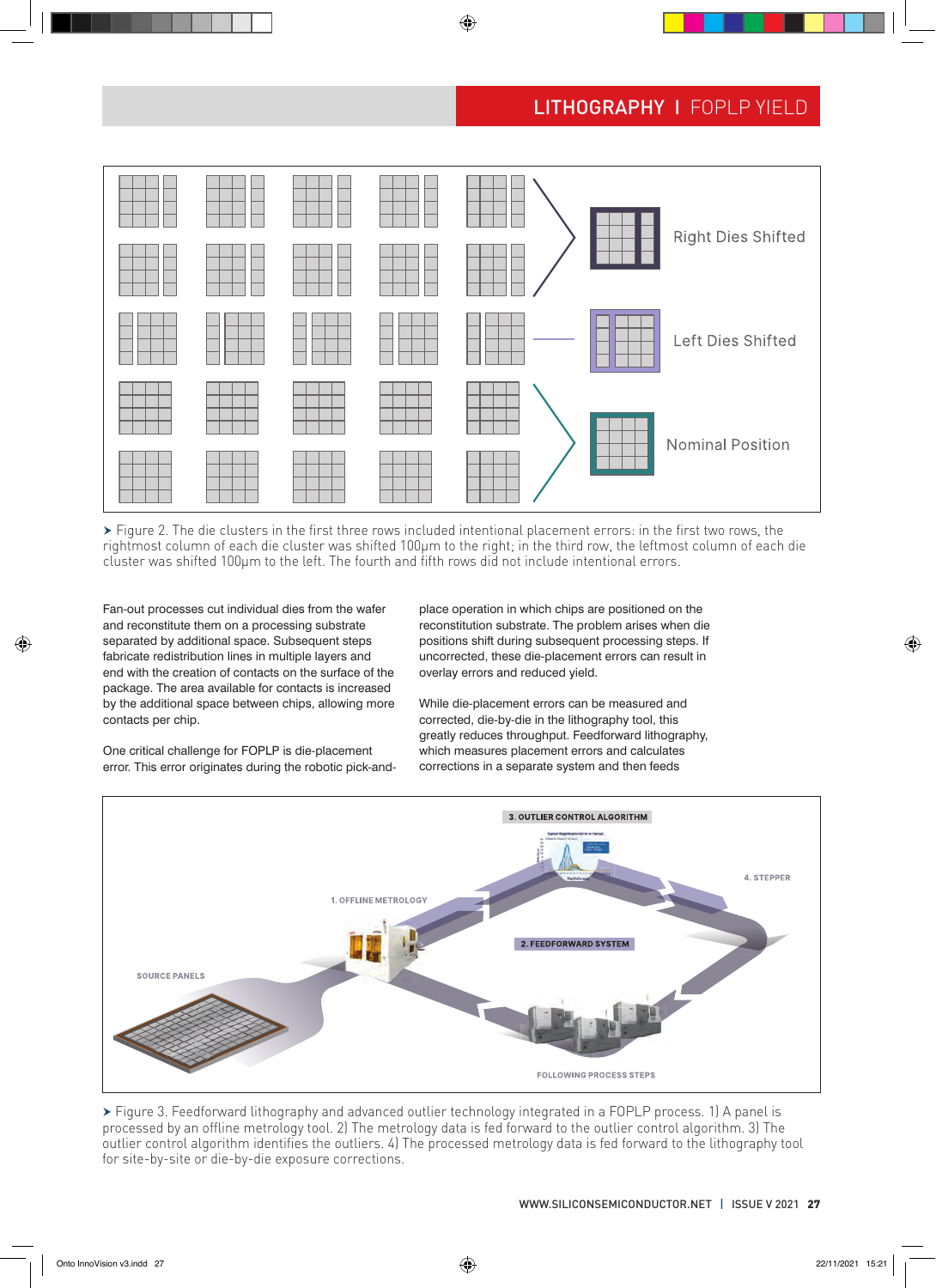Figure 2. The die clusters in the first three rows included intentional placement errors: in the first two rows, the rightmost column of each die cluster was shifted 100µm to the right; in the third row, the leftmost column of each die cluster was shifted 100µm to the left. The fourth and fifth rows did not include intentional errors.

Fan-out processes cut individual dies from the wafer and reconstitute them on a processing substrate separated by additional space. Subsequent steps fabricate redistribution lines in multiple layers and end with the creation of contacts on the surface of the package. The area available for contacts is increased by the additional space between chips, allowing more contacts per chip.

One critical challenge for FOPLP is die-placement error. This error originates during the robotic pick-and-place operation in which chips are positioned on the reconstitution substrate. The problem arises when die positions shift during subsequent processing steps. If uncorrected, these die-placement errors can result in overlay errors and reduced yield.

While die-placement errors can be measured and corrected, die-by-die in the lithography tool, this greatly reduces throughput. Feedforward lithography, which measures placement errors and calculates corrections in a separate system and then feeds

Figure 3. Feedforward lithography and advanced outlier technology integrated in a FOPLP process. 1) A panel is processed by an offline metrology tool. 2) The metrology data is fed forward to the outlier control algorithm. 3) The outlier control algorithm identifies the outliers. 4) The processed metrology data is fed forward to the lithography tool for site-by-site or die-by-die exposure corrections.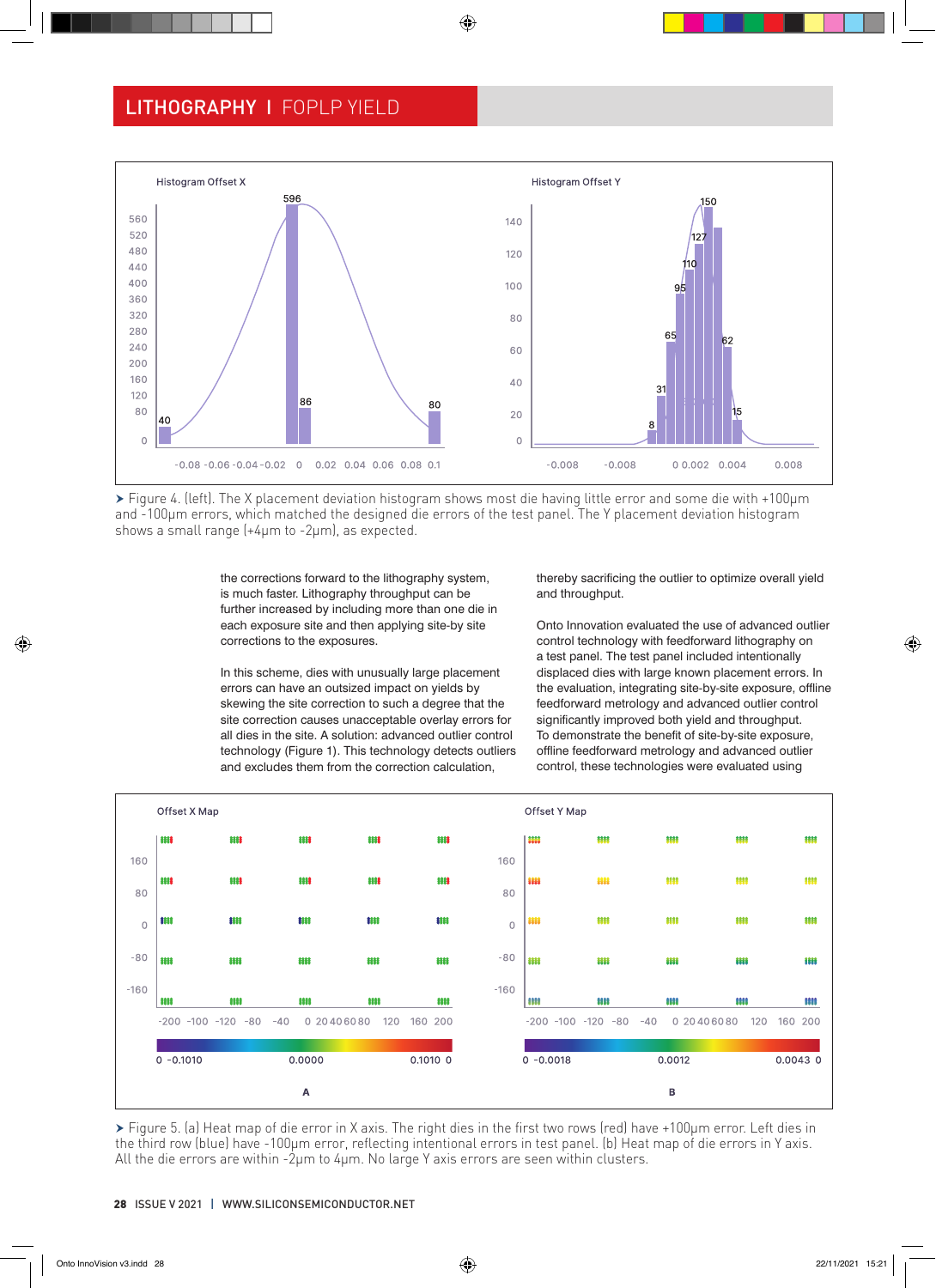➤ Figure 4. (left). The X placement deviation histogram shows most die having little error and some die with +100μm and -100μm errors, which matched the designed die errors of the test panel. The Y placement deviation histogram shows a small range (+4μm to -2μm), as expected.

the corrections forward to the lithography system, is much faster. Lithography throughput can be further increased by including more than one die in each exposure site and then applying site-by site corrections to the exposures.

In this scheme, dies with unusually large placement errors can have an outsized impact on yields by skewing the site correction to such a degree that the site correction causes unacceptable overlay errors for all dies in the site. A solution: advanced outlier control technology (Figure 1). This technology detects outliers and excludes them from the correction calculation, thereby sacrificing the outlier to optimize overall yield and throughput.

Onto Innovation evaluated the use of advanced outlier control technology with feedforward lithography on a test panel. The test panel included intentionally displaced dies with large known placement errors. In the evaluation, integrating site-by-site exposure, offline feedforward metrology and advanced outlier control significantly improved both yield and throughput. To demonstrate the benefit of site-by-site exposure, offline feedforward metrology and advanced outlier control, these technologies were evaluated using

➤ Figure 5. (a) Heat map of die error in X axis. The right dies in the first two rows (red) have +100μm error. Left dies in the third row (blue) have -100μm error, reflecting intentional errors in test panel. (b) Heat map of die errors in Y axis. All the die errors are within -2μm to 4μm. No large Y axis errors are seen within clusters.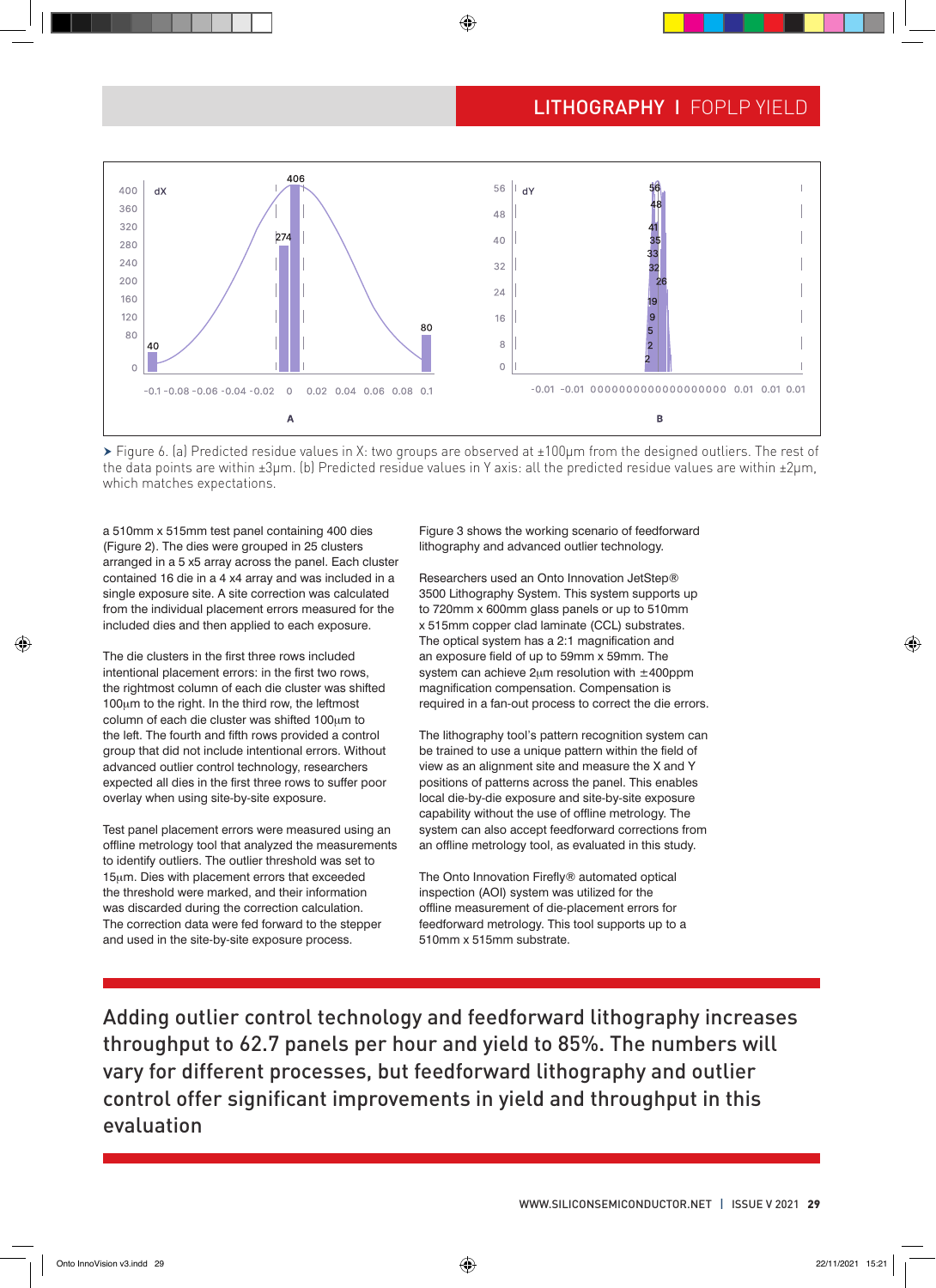Figure 6. (a) Predicted residue values in X: two groups are observed at ±100μm from the designed outliers. The rest of the data points are within ±3μm. (b) Predicted residue values in Y axis: all the predicted residue values are within ±2μm, which matches expectations.

a 510mm x 515mm test panel containing 400 dies (Figure 2). The dies were grouped in 25 clusters arranged in a 5 x5 array across the panel. Each cluster contained 16 die in a 4 x4 array and was included in a single exposure site. A site correction was calculated from the individual placement errors measured for the included dies and then applied to each exposure.

The die clusters in the first three rows included intentional placement errors: in the first two rows, the rightmost column of each die cluster was shifted 100μm to the right. In the third row, the leftmost column of each die cluster was shifted 100μm to the left. The fourth and fifth rows provided a control group that did not include intentional errors. Without advanced outlier control technology, researchers expected all dies in the first three rows to suffer poor overlay when using site-by-site exposure.

Test panel placement errors were measured using an offline metrology tool that analyzed the measurements to identify outliers. The outlier threshold was set to 15μm. Dies with placement errors that exceeded the threshold were marked, and their information was discarded during the correction calculation. The correction data were fed forward to the stepper and used in the site-by-site exposure process.

Figure 3 shows the working scenario of feedforward lithography and advanced outlier technology.

Researchers used an Onto Innovation JetStep® 3500 Lithography System. This system supports up to 720mm x 600mm glass panels or up to 510mm x 515mm copper clad laminate (CCL) substrates. The optical system has a 2:1 magnification and an exposure field of up to 59mm x 59mm. The system can achieve 2μm resolution with ±400ppm magnification compensation. Compensation is required in a fan-out process to correct the die errors.

The lithography tool's pattern recognition system can be trained to use a unique pattern within the field of view as an alignment site and measure the X and Y positions of patterns across the panel. This enables local die-by-die exposure and site-by-site exposure capability without the use of offline metrology. The system can also accept feedforward corrections from an offline metrology tool, as evaluated in this study.

The Onto Innovation Firefly® automated optical inspection (AOI) system was utilized for the offline measurement of die-placement errors for feedforward metrology. This tool supports up to a 510mm x 515mm substrate.

**Adding outlier control technology and feedforward lithography increases throughput to 62.7 panels per hour and yield to 85%. The numbers will vary for different processes, but feedforward lithography and outlier control offer significant improvements in yield and throughput in this evaluation**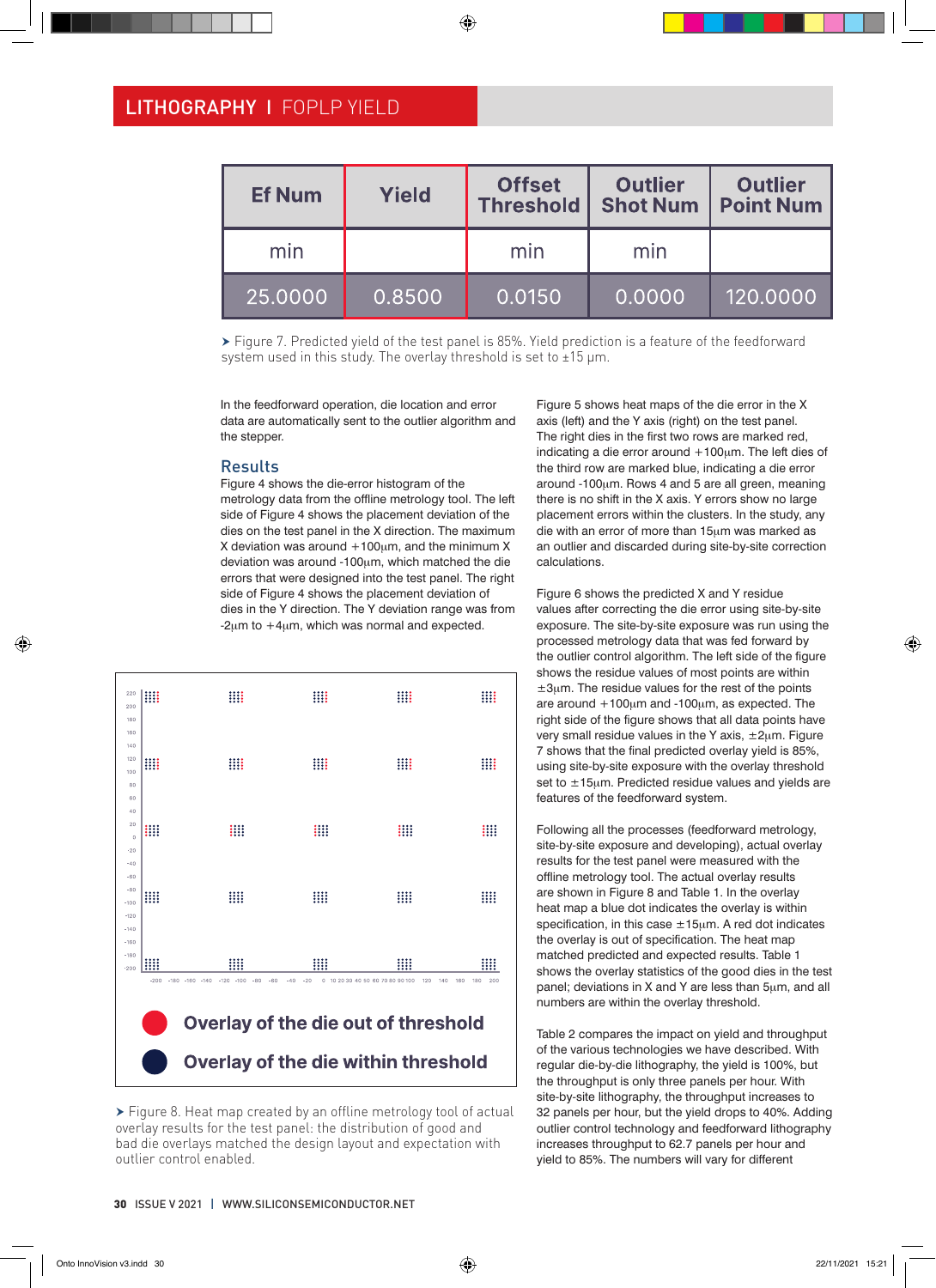| Ef Num | Yield | Offset Threshold | Outlier Shot Num | Outlier Point Num |
|---|---|---|---|---|
| min | | min | min | |
| 25.0000 | 0.8500 | 0.0150 | 0.0000 | 120.0000 |

➤ Figure 7. Predicted yield of the test panel is 85%. Yield prediction is a feature of the feedforward system used in this study. The overlay threshold is set to ±15 µm.

In the feedforward operation, die location and error data are automatically sent to the outlier algorithm and the stepper.

## Results

Figure 4 shows the die-error histogram of the metrology data from the offline metrology tool. The left side of Figure 4 shows the placement deviation of the dies on the test panel in the X direction. The maximum X deviation was around +100µm, and the minimum X deviation was around -100µm, which matched the die errors that were designed into the test panel. The right side of Figure 4 shows the placement deviation of dies in the Y direction. The Y deviation range was from -2µm to +4µm, which was normal and expected.

Overlay of the die out of threshold

Overlay of the die within threshold

➤ Figure 8. Heat map created by an offline metrology tool of actual overlay results for the test panel: the distribution of good and bad die overlays matched the design layout and expectation with outlier control enabled.

Figure 5 shows heat maps of the die error in the X axis (left) and the Y axis (right) on the test panel. The right dies in the first two rows are marked red, indicating a die error around +100µm. The left dies of the third row are marked blue, indicating a die error around -100µm. Rows 4 and 5 are all green, meaning there is no shift in the X axis. Y errors show no large placement errors within the clusters. In the study, any die with an error of more than 15µm was marked as an outlier and discarded during site-by-site correction calculations.

Figure 6 shows the predicted X and Y residue values after correcting the die error using site-by-site exposure. The site-by-site exposure was run using the processed metrology data that was fed forward by the outlier control algorithm. The left side of the figure shows the residue values of most points are within ±3µm. The residue values for the rest of the points are around +100µm and -100µm, as expected. The right side of the figure shows that all data points have very small residue values in the Y axis, ±2µm. Figure 7 shows that the final predicted overlay yield is 85%, using site-by-site exposure with the overlay threshold set to ±15µm. Predicted residue values and yields are features of the feedforward system.

Following all the processes (feedforward metrology, site-by-site exposure and developing), actual overlay results for the test panel were measured with the offline metrology tool. The actual overlay results are shown in Figure 8 and Table 1. In the overlay heat map a blue dot indicates the overlay is within specification, in this case ±15µm. A red dot indicates the overlay is out of specification. The heat map matched predicted and expected results. Table 1 shows the overlay statistics of the good dies in the test panel; deviations in X and Y are less than 5µm, and all numbers are within the overlay threshold.

Table 2 compares the impact on yield and throughput of the various technologies we have described. With regular die-by-die lithography, the yield is 100%, but the throughput is only three panels per hour. With site-by-site lithography, the throughput increases to 32 panels per hour, but the yield drops to 40%. Adding outlier control technology and feedforward lithography increases throughput to 62.7 panels per hour and yield to 85%. The numbers will vary for different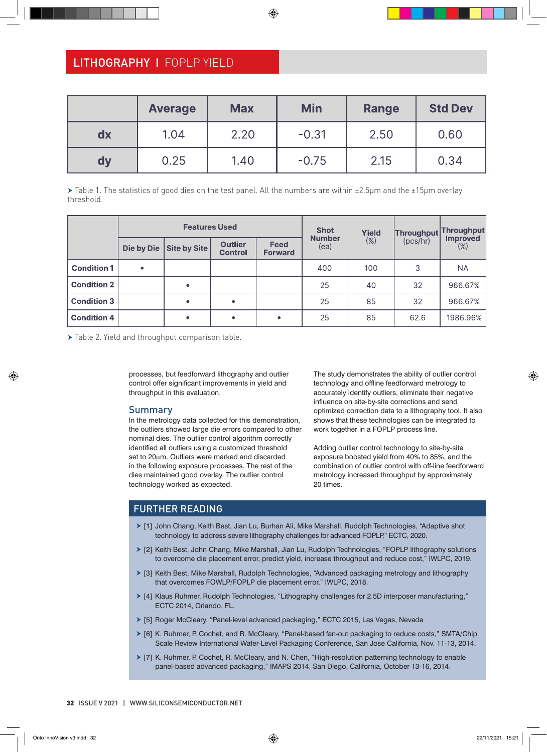|  | Average | Max | Min | Range | Std Dev |
|---|---|---|---|---|---|
| dx | 1.04 | 2.20 | -0.31 | 2.50 | 0.60 |
| dy | 0.25 | 1.40 | -0.75 | 2.15 | 0.34 |

➤ Table 1. The statistics of good dies on the test panel. All the numbers are within ±2.5μm and the ±15μm overlay threshold.

|  | Features Used | | | | Shot Number (ea) | Yield (%) | Throughput (pcs/hr) | Throughput Improved (%) |
|---|---|---|---|---|---|---|---|---|
|  | Die by Die | Site by Site | Outlier Control | Feed Forward | | | | |
| Condition 1 | • | | | | 400 | 100 | 3 | NA |
| Condition 2 | | • | | | 25 | 40 | 32 | 966.67% |
| Condition 3 | | • | • | | 25 | 85 | 32 | 966.67% |
| Condition 4 | | • | • | • | 25 | 85 | 62.6 | 1986.96% |

➤ Table 2. Yield and throughput comparison table.

processes, but feedforward lithography and outlier control offer significant improvements in yield and throughput in this evaluation.

## Summary

In the metrology data collected for this demonstration, the outliers showed large die errors compared to other nominal dies. The outlier control algorithm correctly identified all outliers using a customized threshold set to 20μm. Outliers were marked and discarded in the following exposure processes. The rest of the dies maintained good overlay. The outlier control technology worked as expected.

The study demonstrates the ability of outlier control technology and offline feedforward metrology to accurately identify outliers, eliminate their negative influence on site-by-site corrections and send optimized correction data to a lithography tool. It also shows that these technologies can be integrated to work together in a FOPLP process line.

Adding outlier control technology to site-by-site exposure boosted yield from 40% to 85%, and the combination of outlier control with off-line feedforward metrology increased throughput by approximately 20 times.

## FURTHER READING

- [1] John Chang, Keith Best, Jian Lu, Burhan Ali, Mike Marshall, Rudolph Technologies, "Adaptive shot technology to address severe lithography challenges for advanced FOPLP," ECTC, 2020.
- [2] Keith Best, John Chang, Mike Marshall, Jian Lu, Rudolph Technologies, "FOPLP lithography solutions to overcome die placement error, predict yield, increase throughput and reduce cost," IWLPC, 2019.
- [3] Keith Best, Mike Marshall, Rudolph Technologies, "Advanced packaging metrology and lithography that overcomes FOWLP/FOPLP die placement error," IWLPC, 2018.
- [4] Klaus Ruhmer, Rudolph Technologies, "Lithography challenges for 2.5D interposer manufacturing," ECTC 2014, Orlando, FL.
- [5] Roger McCleary, "Panel-level advanced packaging," ECTC 2015, Las Vegas, Nevada
- [6] K. Ruhmer, P. Cochet, and R. McCleary, "Panel-based fan-out packaging to reduce costs," SMTA/Chip Scale Review International Wafer-Level Packaging Conference, San Jose California, Nov. 11-13, 2014.
- [7] K. Ruhmer, P. Cochet, R. McCleary, and N. Chen, "High-resolution patterning technology to enable panel-based advanced packaging," IMAPS 2014, San Diego, California, October 13-16, 2014.